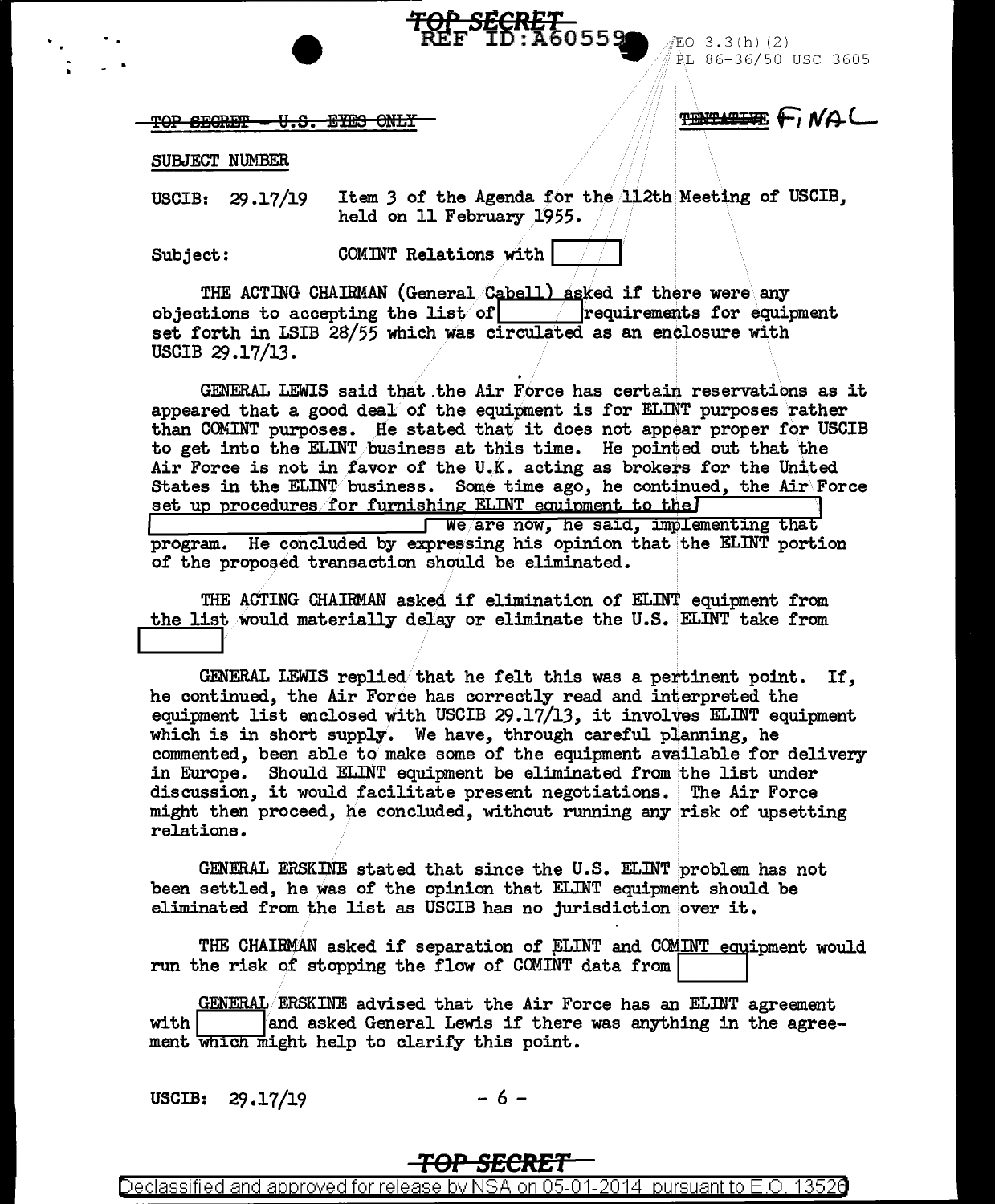TOP SECRET - U.S. EYES ONLY

~~TENTATIVE~~ FINAL

SUBJECT NUMBER

USCIB: 29.17/19 Item 3 of the Agenda for the 112th Meeting of USCIB, held on 11 February 1955.

Subject: COMINT Relations with [ ]

THE ACTING CHAIRMAN (General Cabell) asked if there were any objections to accepting the list of [ ] requirements for equipment set forth in LSIB 28/55 which was circulated as an enclosure with USCIB 29.17/13.

GENERAL LEWIS said that the Air Force has certain reservations as it appeared that a good deal of the equipment is for ELINT purposes rather than COMINT purposes. He stated that it does not appear proper for USCIB to get into the ELINT business at this time. He pointed out that the Air Force is not in favor of the U.K. acting as brokers for the United States in the ELINT business. Some time ago, he continued, the Air Force set up procedures for furnishing ELINT equipment to the [ ] We are now, he said, implementing that program. He concluded by expressing his opinion that the ELINT portion of the proposed transaction should be eliminated.

THE ACTING CHAIRMAN asked if elimination of ELINT equipment from the list would materially delay or eliminate the U.S. ELINT take from [ ]

GENERAL LEWIS replied that he felt this was a pertinent point. If, he continued, the Air Force has correctly read and interpreted the equipment list enclosed with USCIB 29.17/13, it involves ELINT equipment which is in short supply. We have, through careful planning, he commented, been able to make some of the equipment available for delivery in Europe. Should ELINT equipment be eliminated from the list under discussion, it would facilitate present negotiations. The Air Force might then proceed, he concluded, without running any risk of upsetting relations.

GENERAL ERSKINE stated that since the U.S. ELINT problem has not been settled, he was of the opinion that ELINT equipment should be eliminated from the list as USCIB has no jurisdiction over it.

THE CHAIRMAN asked if separation of ELINT and COMINT equipment would run the risk of stopping the flow of COMINT data from [ ]

GENERAL ERSKINE advised that the Air Force has an ELINT agreement with [ ] and asked General Lewis if there was anything in the agreement which might help to clarify this point.

USCIB: 29.17/19 - 6 -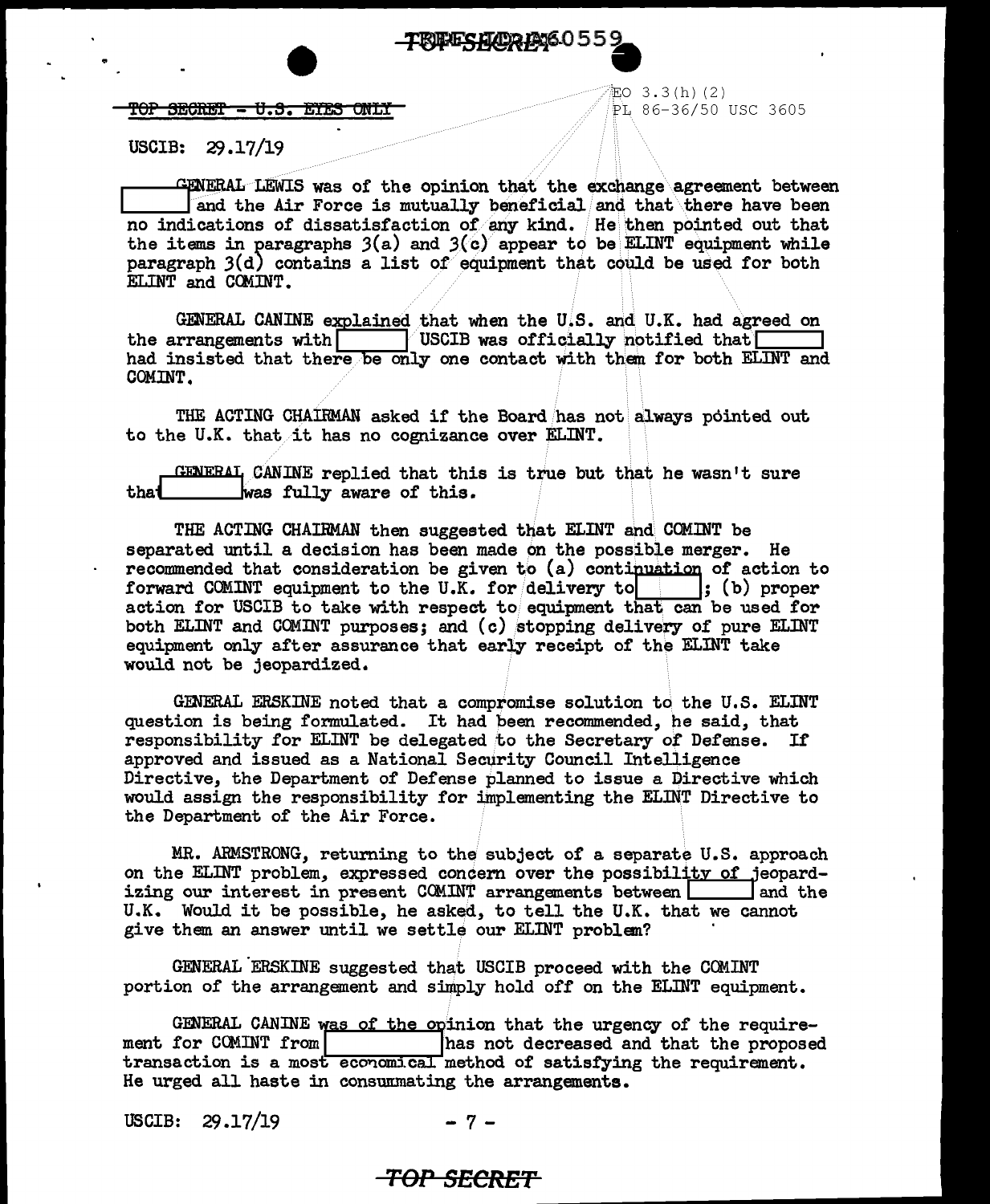TOP SECRET - U.S. EYES ONLY

EO 3.3(h)(2)
PL 86-36/50 USC 3605

USCIB: 29.17/19

GENERAL LEWIS was of the opinion that the exchange agreement between [ ] and the Air Force is mutually beneficial and that there have been no indications of dissatisfaction of any kind. He then pointed out that the items in paragraphs 3(a) and 3(c) appear to be ELINT equipment while paragraph 3(d) contains a list of equipment that could be used for both ELINT and COMINT.

GENERAL CANINE explained that when the U.S. and U.K. had agreed on the arrangements with [ ] USCIB was officially notified that [ ] had insisted that there be only one contact with them for both ELINT and COMINT.

THE ACTING CHAIRMAN asked if the Board has not always pointed out to the U.K. that it has no cognizance over ELINT.

GENERAL CANINE replied that this is true but that he wasn't sure that [ ] was fully aware of this.

THE ACTING CHAIRMAN then suggested that ELINT and COMINT be separated until a decision has been made on the possible merger. He recommended that consideration be given to (a) continuation of action to forward COMINT equipment to the U.K. for delivery to [ ]; (b) proper action for USCIB to take with respect to equipment that can be used for both ELINT and COMINT purposes; and (c) stopping delivery of pure ELINT equipment only after assurance that early receipt of the ELINT take would not be jeopardized.

GENERAL ERSKINE noted that a compromise solution to the U.S. ELINT question is being formulated. It had been recommended, he said, that responsibility for ELINT be delegated to the Secretary of Defense. If approved and issued as a National Security Council Intelligence Directive, the Department of Defense planned to issue a Directive which would assign the responsibility for implementing the ELINT Directive to the Department of the Air Force.

MR. ARMSTRONG, returning to the subject of a separate U.S. approach on the ELINT problem, expressed concern over the possibility of jeopardizing our interest in present COMINT arrangements between [ ] and the U.K. Would it be possible, he asked, to tell the U.K. that we cannot give them an answer until we settle our ELINT problem?

GENERAL ERSKINE suggested that USCIB proceed with the COMINT portion of the arrangement and simply hold off on the ELINT equipment.

GENERAL CANINE was of the opinion that the urgency of the requirement for COMINT from [ ] has not decreased and that the proposed transaction is a most economical method of satisfying the requirement. He urged all haste in consummating the arrangements.

USCIB: 29.17/19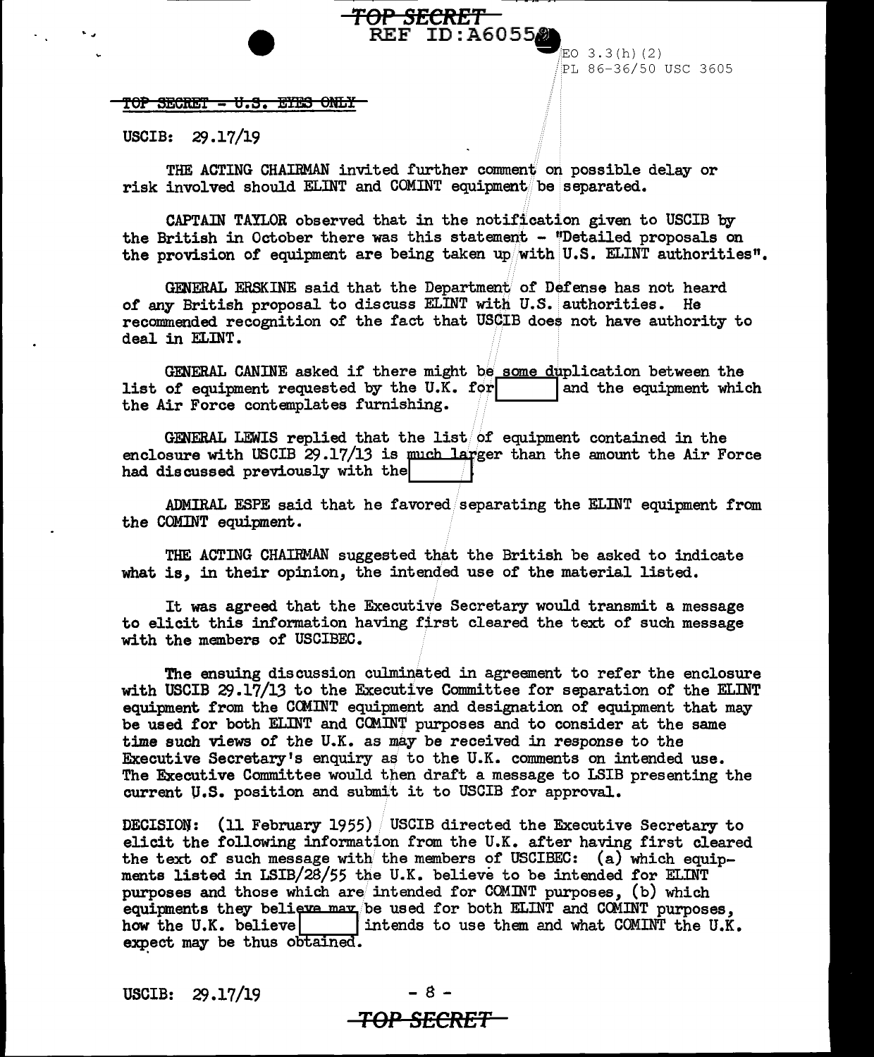TOP SECRET - U.S. EYES ONLY

USCIB: 29.17/19

THE ACTING CHAIRMAN invited further comment on possible delay or risk involved should ELINT and COMINT equipment be separated.

CAPTAIN TAYLOR observed that in the notification given to USCIB by the British in October there was this statement - "Detailed proposals on the provision of equipment are being taken up with U.S. ELINT authorities".

GENERAL ERSKINE said that the Department of Defense has not heard of any British proposal to discuss ELINT with U.S. authorities. He recommended recognition of the fact that USCIB does not have authority to deal in ELINT.

GENERAL CANINE asked if there might be some duplication between the list of equipment requested by the U.K. for [ ] and the equipment which the Air Force contemplates furnishing.

GENERAL LEWIS replied that the list of equipment contained in the enclosure with USCIB 29.17/13 is much larger than the amount the Air Force had discussed previously with the [ ].

ADMIRAL ESPE said that he favored separating the ELINT equipment from the COMINT equipment.

THE ACTING CHAIRMAN suggested that the British be asked to indicate what is, in their opinion, the intended use of the material listed.

It was agreed that the Executive Secretary would transmit a message to elicit this information having first cleared the text of such message with the members of USCIBEC.

The ensuing discussion culminated in agreement to refer the enclosure with USCIB 29.17/13 to the Executive Committee for separation of the ELINT equipment from the COMINT equipment and designation of equipment that may be used for both ELINT and COMINT purposes and to consider at the same time such views of the U.K. as may be received in response to the Executive Secretary's enquiry as to the U.K. comments on intended use. The Executive Committee would then draft a message to LSIB presenting the current U.S. position and submit it to USCIB for approval.

DECISION: (11 February 1955) USCIB directed the Executive Secretary to elicit the following information from the U.K. after having first cleared the text of such message with the members of USCIBEC: (a) which equipments listed in LSIB/28/55 the U.K. believe to be intended for ELINT purposes and those which are intended for COMINT purposes, (b) which equipments they believe may be used for both ELINT and COMINT purposes, how the U.K. believe [ ] intends to use them and what COMINT the U.K. expect may be thus obtained.

USCIB: 29.17/19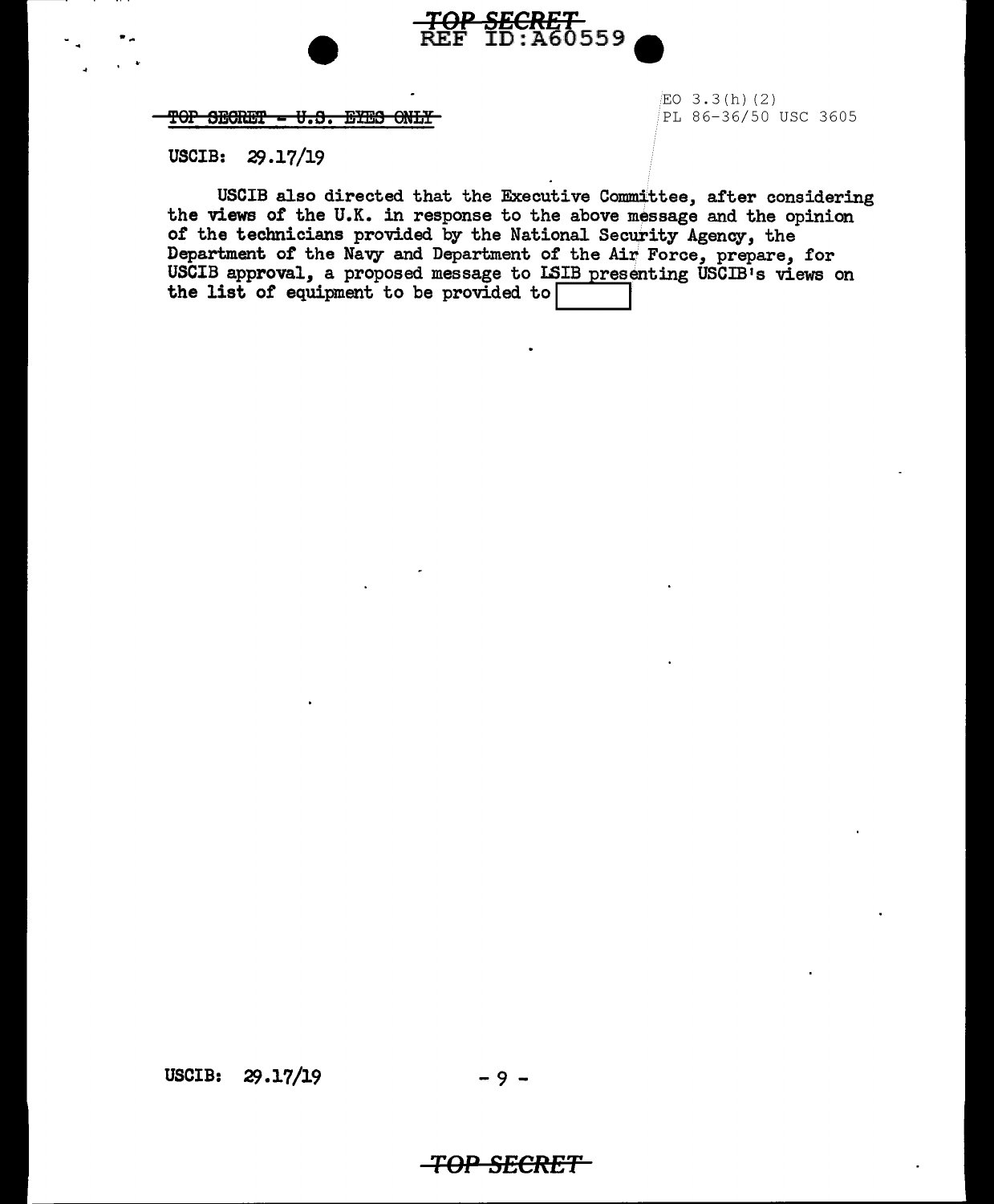~~TOP SECRET - U.S. EYES ONLY~~

EO 3.3(h)(2)
PL 86-36/50 USC 3605

USCIB: 29.17/19

USCIB also directed that the Executive Committee, after considering the views of the U.K. in response to the above message and the opinion of the technicians provided by the National Security Agency, the Department of the Navy and Department of the Air Force, prepare, for USCIB approval, a proposed message to LSIB presenting USCIB's views on the list of equipment to be provided to [          ]